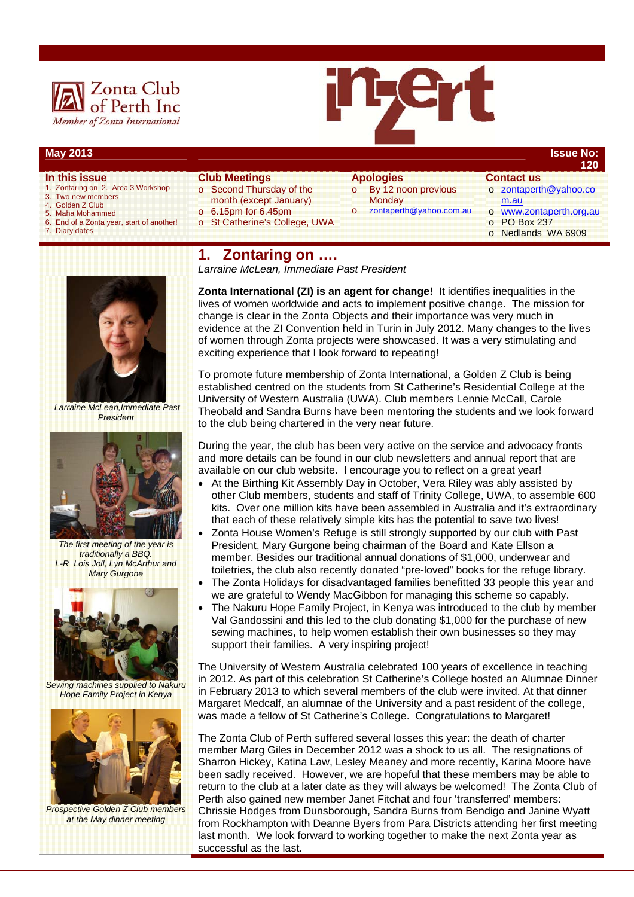Zonta Club of Perth Inc
*Member of Zonta International*

# inZert

**May 2013** | **Issue No: 120**

**In this issue**

1. Zontaring on 2. Area 3 Workshop
3. Two new members
4. Golden Z Club
5. Maha Mohammed
6. End of a Zonta year, start of another!
7. Diary dates

**Club Meetings**

- Second Thursday of the month (except January)
- 6.15pm for 6.45pm
- St Catherine's College, UWA

**Apologies**

- By 12 noon previous Monday
- zontaperth@yahoo.com.au

**Contact us**

- zontaperth@yahoo.com.au
- www.zontaperth.org.au
- PO Box 237
- Nedlands WA 6909

## 1. Zontaring on ….

*Larraine McLean, Immediate Past President*

**Zonta International (ZI) is an agent for change!** It identifies inequalities in the lives of women worldwide and acts to implement positive change. The mission for change is clear in the Zonta Objects and their importance was very much in evidence at the ZI Convention held in Turin in July 2012. Many changes to the lives of women through Zonta projects were showcased. It was a very stimulating and exciting experience that I look forward to repeating!

To promote future membership of Zonta International, a Golden Z Club is being established centred on the students from St Catherine's Residential College at the University of Western Australia (UWA). Club members Lennie McCall, Carole Theobald and Sandra Burns have been mentoring the students and we look forward to the club being chartered in the very near future.

During the year, the club has been very active on the service and advocacy fronts and more details can be found in our club newsletters and annual report that are available on our club website. I encourage you to reflect on a great year!

- At the Birthing Kit Assembly Day in October, Vera Riley was ably assisted by other Club members, students and staff of Trinity College, UWA, to assemble 600 kits. Over one million kits have been assembled in Australia and it's extraordinary that each of these relatively simple kits has the potential to save two lives!
- Zonta House Women's Refuge is still strongly supported by our club with Past President, Mary Gurgone being chairman of the Board and Kate Ellson a member. Besides our traditional annual donations of $1,000, underwear and toiletries, the club also recently donated "pre-loved" books for the refuge library.
- The Zonta Holidays for disadvantaged families benefitted 33 people this year and we are grateful to Wendy MacGibbon for managing this scheme so capably.
- The Nakuru Hope Family Project, in Kenya was introduced to the club by member Val Gandossini and this led to the club donating $1,000 for the purchase of new sewing machines, to help women establish their own businesses so they may support their families. A very inspiring project!

The University of Western Australia celebrated 100 years of excellence in teaching in 2012. As part of this celebration St Catherine's College hosted an Alumnae Dinner in February 2013 to which several members of the club were invited. At that dinner Margaret Medcalf, an alumnae of the University and a past resident of the college, was made a fellow of St Catherine's College. Congratulations to Margaret!

The Zonta Club of Perth suffered several losses this year: the death of charter member Marg Giles in December 2012 was a shock to us all. The resignations of Sharron Hickey, Katina Law, Lesley Meaney and more recently, Karina Moore have been sadly received. However, we are hopeful that these members may be able to return to the club at a later date as they will always be welcomed! The Zonta Club of Perth also gained new member Janet Fitchat and four 'transferred' members: Chrissie Hodges from Dunsborough, Sandra Burns from Bendigo and Janine Wyatt from Rockhampton with Deanne Byers from Para Districts attending her first meeting last month. We look forward to working together to make the next Zonta year as successful as the last.

*Larraine McLean, Immediate Past President*

*The first meeting of the year is traditionally a BBQ. L-R Lois Joll, Lyn McArthur and Mary Gurgone*

*Sewing machines supplied to Nakuru Hope Family Project in Kenya*

*Prospective Golden Z Club members at the May dinner meeting*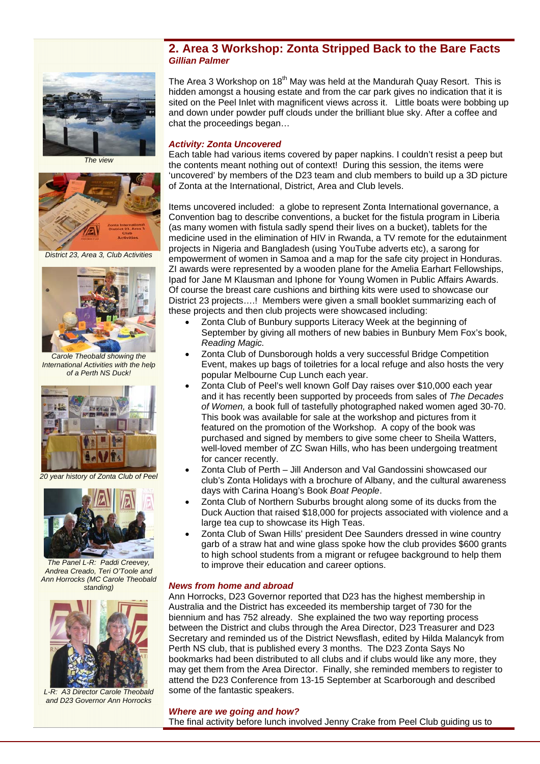## 2. Area 3 Workshop: Zonta Stripped Back to the Bare Facts

***Gillian Palmer***

The view

District 23, Area 3, Club Activities

Carole Theobald showing the International Activities with the help of a Perth NS Duck!

20 year history of Zonta Club of Peel

The Panel L-R: Paddi Creevey, Andrea Creado, Teri O'Toole and Ann Horrocks (MC Carole Theobald standing)

L-R: A3 Director Carole Theobald and D23 Governor Ann Horrocks

The Area 3 Workshop on 18th May was held at the Mandurah Quay Resort. This is hidden amongst a housing estate and from the car park gives no indication that it is sited on the Peel Inlet with magnificent views across it. Little boats were bobbing up and down under powder puff clouds under the brilliant blue sky. After a coffee and chat the proceedings began…

### *Activity: Zonta Uncovered*

Each table had various items covered by paper napkins. I couldn't resist a peep but the contents meant nothing out of context! During this session, the items were 'uncovered' by members of the D23 team and club members to build up a 3D picture of Zonta at the International, District, Area and Club levels.

Items uncovered included: a globe to represent Zonta International governance, a Convention bag to describe conventions, a bucket for the fistula program in Liberia (as many women with fistula sadly spend their lives on a bucket), tablets for the medicine used in the elimination of HIV in Rwanda, a TV remote for the edutainment projects in Nigeria and Bangladesh (using YouTube adverts etc), a sarong for empowerment of women in Samoa and a map for the safe city project in Honduras. ZI awards were represented by a wooden plane for the Amelia Earhart Fellowships, Ipad for Jane M Klausman and Iphone for Young Women in Public Affairs Awards. Of course the breast care cushions and birthing kits were used to showcase our District 23 projects….! Members were given a small booklet summarizing each of these projects and then club projects were showcased including:

- Zonta Club of Bunbury supports Literacy Week at the beginning of September by giving all mothers of new babies in Bunbury Mem Fox's book, *Reading Magic.*
- Zonta Club of Dunsborough holds a very successful Bridge Competition Event, makes up bags of toiletries for a local refuge and also hosts the very popular Melbourne Cup Lunch each year.
- Zonta Club of Peel's well known Golf Day raises over $10,000 each year and it has recently been supported by proceeds from sales of *The Decades of Women,* a book full of tastefully photographed naked women aged 30-70. This book was available for sale at the workshop and pictures from it featured on the promotion of the Workshop. A copy of the book was purchased and signed by members to give some cheer to Sheila Watters, well-loved member of ZC Swan Hills, who has been undergoing treatment for cancer recently.
- Zonta Club of Perth – Jill Anderson and Val Gandossini showcased our club's Zonta Holidays with a brochure of Albany, and the cultural awareness days with Carina Hoang's Book *Boat People*.
- Zonta Club of Northern Suburbs brought along some of its ducks from the Duck Auction that raised $18,000 for projects associated with violence and a large tea cup to showcase its High Teas.
- Zonta Club of Swan Hills' president Dee Saunders dressed in wine country garb of a straw hat and wine glass spoke how the club provides $600 grants to high school students from a migrant or refugee background to help them to improve their education and career options.

### *News from home and abroad*

Ann Horrocks, D23 Governor reported that D23 has the highest membership in Australia and the District has exceeded its membership target of 730 for the biennium and has 752 already. She explained the two way reporting process between the District and clubs through the Area Director, D23 Treasurer and D23 Secretary and reminded us of the District Newsflash, edited by Hilda Malancyk from Perth NS club, that is published every 3 months. The D23 Zonta Says No bookmarks had been distributed to all clubs and if clubs would like any more, they may get them from the Area Director. Finally, she reminded members to register to attend the D23 Conference from 13-15 September at Scarborough and described some of the fantastic speakers.

### *Where are we going and how?*

The final activity before lunch involved Jenny Crake from Peel Club guiding us to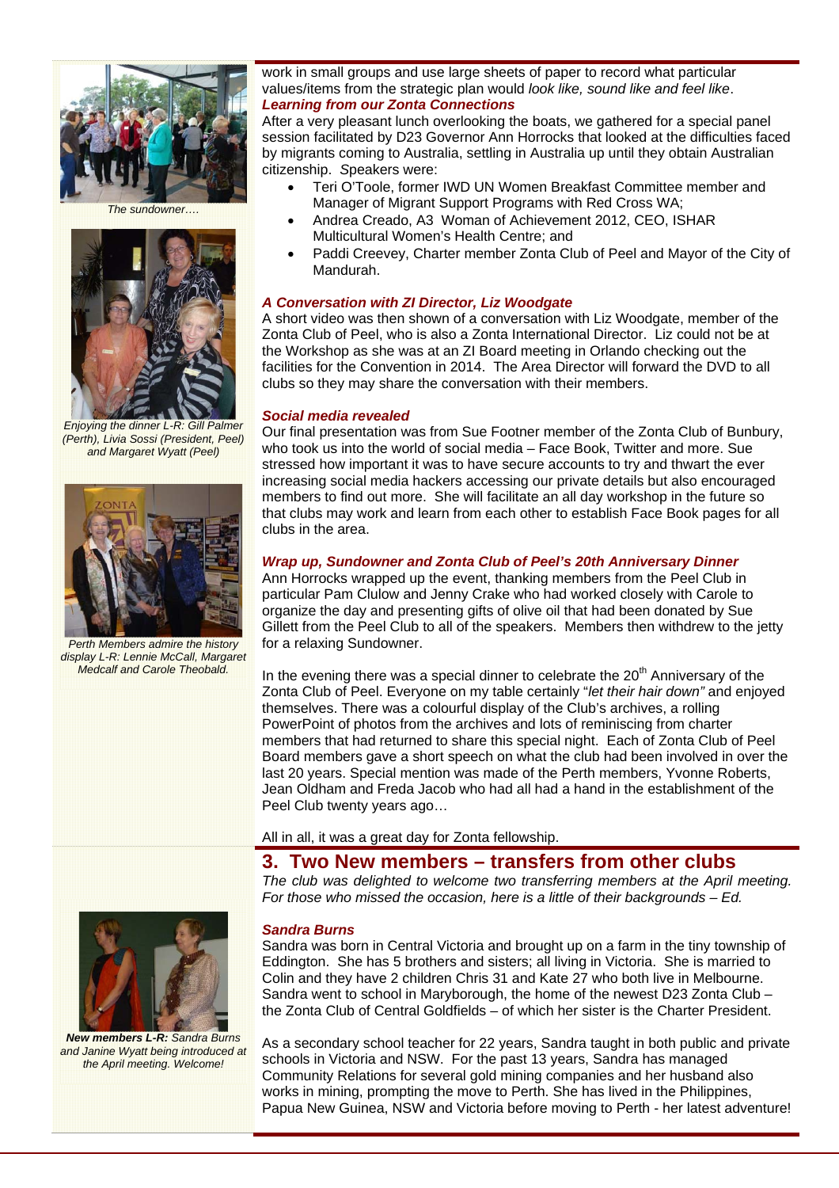work in small groups and use large sheets of paper to record what particular values/items from the strategic plan would *look like, sound like and feel like*.

### *Learning from our Zonta Connections*

After a very pleasant lunch overlooking the boats, we gathered for a special panel session facilitated by D23 Governor Ann Horrocks that looked at the difficulties faced by migrants coming to Australia, settling in Australia up until they obtain Australian citizenship. Speakers were:

- Teri O'Toole, former IWD UN Women Breakfast Committee member and Manager of Migrant Support Programs with Red Cross WA;
- Andrea Creado, A3 Woman of Achievement 2012, CEO, ISHAR Multicultural Women's Health Centre; and
- Paddi Creevey, Charter member Zonta Club of Peel and Mayor of the City of Mandurah.

### *A Conversation with ZI Director, Liz Woodgate*

A short video was then shown of a conversation with Liz Woodgate, member of the Zonta Club of Peel, who is also a Zonta International Director. Liz could not be at the Workshop as she was at an ZI Board meeting in Orlando checking out the facilities for the Convention in 2014. The Area Director will forward the DVD to all clubs so they may share the conversation with their members.

### *Social media revealed*

Our final presentation was from Sue Footner member of the Zonta Club of Bunbury, who took us into the world of social media – Face Book, Twitter and more. Sue stressed how important it was to have secure accounts to try and thwart the ever increasing social media hackers accessing our private details but also encouraged members to find out more. She will facilitate an all day workshop in the future so that clubs may work and learn from each other to establish Face Book pages for all clubs in the area.

### *Wrap up, Sundowner and Zonta Club of Peel's 20th Anniversary Dinner*

Ann Horrocks wrapped up the event, thanking members from the Peel Club in particular Pam Clulow and Jenny Crake who had worked closely with Carole to organize the day and presenting gifts of olive oil that had been donated by Sue Gillett from the Peel Club to all of the speakers. Members then withdrew to the jetty for a relaxing Sundowner.

In the evening there was a special dinner to celebrate the 20th Anniversary of the Zonta Club of Peel. Everyone on my table certainly "*let their hair down"* and enjoyed themselves. There was a colourful display of the Club's archives, a rolling PowerPoint of photos from the archives and lots of reminiscing from charter members that had returned to share this special night. Each of Zonta Club of Peel Board members gave a short speech on what the club had been involved in over the last 20 years. Special mention was made of the Perth members, Yvonne Roberts, Jean Oldham and Freda Jacob who had all had a hand in the establishment of the Peel Club twenty years ago…

All in all, it was a great day for Zonta fellowship.

*The sundowner….*

*Enjoying the dinner L-R: Gill Palmer (Perth), Livia Sossi (President, Peel) and Margaret Wyatt (Peel)*

*Perth Members admire the history display L-R: Lennie McCall, Margaret Medcalf and Carole Theobald.*

## 3. Two New members – transfers from other clubs

*The club was delighted to welcome two transferring members at the April meeting. For those who missed the occasion, here is a little of their backgrounds – Ed.*

### *Sandra Burns*

Sandra was born in Central Victoria and brought up on a farm in the tiny township of Eddington. She has 5 brothers and sisters; all living in Victoria. She is married to Colin and they have 2 children Chris 31 and Kate 27 who both live in Melbourne. Sandra went to school in Maryborough, the home of the newest D23 Zonta Club – the Zonta Club of Central Goldfields – of which her sister is the Charter President.

As a secondary school teacher for 22 years, Sandra taught in both public and private schools in Victoria and NSW. For the past 13 years, Sandra has managed Community Relations for several gold mining companies and her husband also works in mining, prompting the move to Perth. She has lived in the Philippines, Papua New Guinea, NSW and Victoria before moving to Perth - her latest adventure!

***New members L-R:** Sandra Burns and Janine Wyatt being introduced at the April meeting. Welcome!*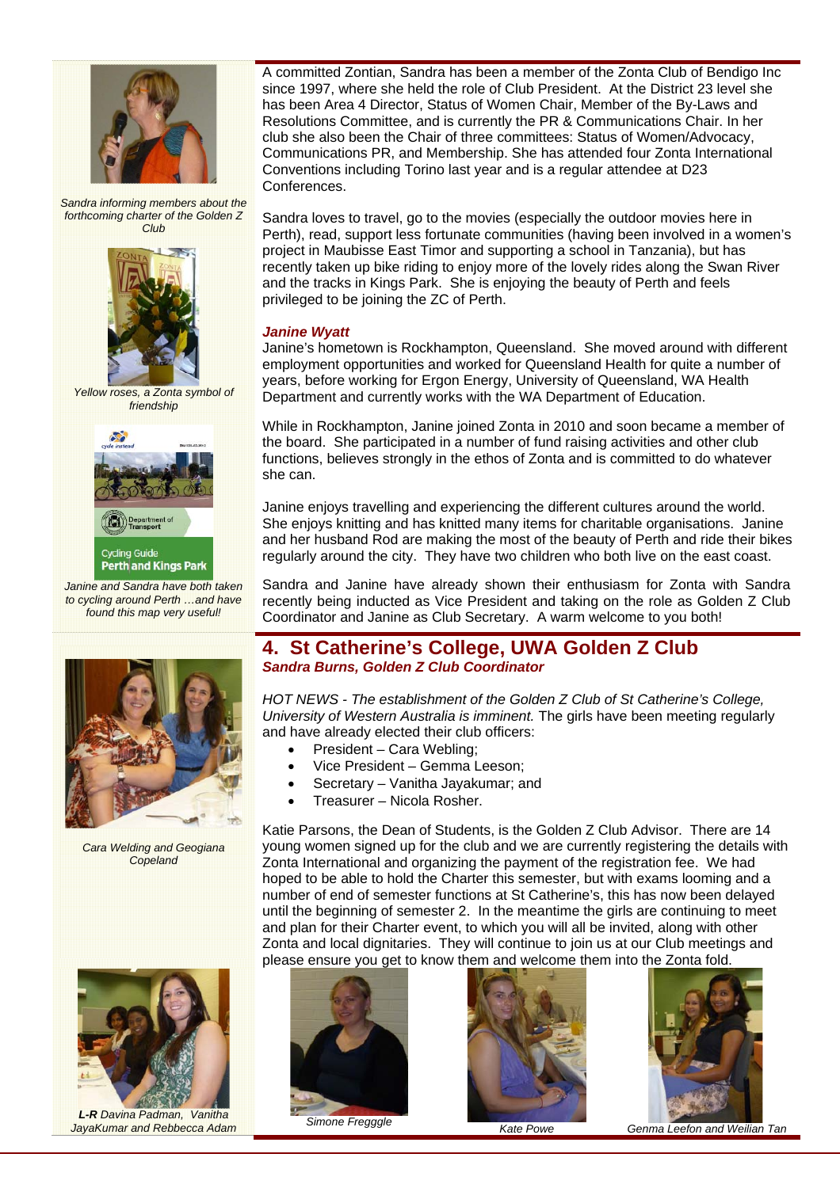A committed Zontian, Sandra has been a member of the Zonta Club of Bendigo Inc since 1997, where she held the role of Club President. At the District 23 level she has been Area 4 Director, Status of Women Chair, Member of the By-Laws and Resolutions Committee, and is currently the PR & Communications Chair. In her club she also been the Chair of three committees: Status of Women/Advocacy, Communications PR, and Membership. She has attended four Zonta International Conventions including Torino last year and is a regular attendee at D23 Conferences.

Sandra loves to travel, go to the movies (especially the outdoor movies here in Perth), read, support less fortunate communities (having been involved in a women's project in Maubisse East Timor and supporting a school in Tanzania), but has recently taken up bike riding to enjoy more of the lovely rides along the Swan River and the tracks in Kings Park. She is enjoying the beauty of Perth and feels privileged to be joining the ZC of Perth.

*Sandra informing members about the forthcoming charter of the Golden Z Club*

*Yellow roses, a Zonta symbol of friendship*

*Janine and Sandra have both taken to cycling around Perth …and have found this map very useful!*

***Janine Wyatt***

Janine's hometown is Rockhampton, Queensland. She moved around with different employment opportunities and worked for Queensland Health for quite a number of years, before working for Ergon Energy, University of Queensland, WA Health Department and currently works with the WA Department of Education.

While in Rockhampton, Janine joined Zonta in 2010 and soon became a member of the board. She participated in a number of fund raising activities and other club functions, believes strongly in the ethos of Zonta and is committed to do whatever she can.

Janine enjoys travelling and experiencing the different cultures around the world. She enjoys knitting and has knitted many items for charitable organisations. Janine and her husband Rod are making the most of the beauty of Perth and ride their bikes regularly around the city. They have two children who both live on the east coast.

Sandra and Janine have already shown their enthusiasm for Zonta with Sandra recently being inducted as Vice President and taking on the role as Golden Z Club Coordinator and Janine as Club Secretary. A warm welcome to you both!

## 4. St Catherine's College, UWA Golden Z Club

***Sandra Burns, Golden Z Club Coordinator***

*HOT NEWS - The establishment of the Golden Z Club of St Catherine's College, University of Western Australia is imminent.* The girls have been meeting regularly and have already elected their club officers:

- President – Cara Webling;
- Vice President – Gemma Leeson;
- Secretary – Vanitha Jayakumar; and
- Treasurer – Nicola Rosher.

Katie Parsons, the Dean of Students, is the Golden Z Club Advisor. There are 14 young women signed up for the club and we are currently registering the details with Zonta International and organizing the payment of the registration fee. We had hoped to be able to hold the Charter this semester, but with exams looming and a number of end of semester functions at St Catherine's, this has now been delayed until the beginning of semester 2. In the meantime the girls are continuing to meet and plan for their Charter event, to which you will all be invited, along with other Zonta and local dignitaries. They will continue to join us at our Club meetings and please ensure you get to know them and welcome them into the Zonta fold.

*Cara Welding and Geogiana Copeland*

***L-R** Davina Padman, Vanitha JayaKumar and Rebbecca Adam*

*Simone Fregggle*

*Kate Powe*

*Genma Leefon and Weilian Tan*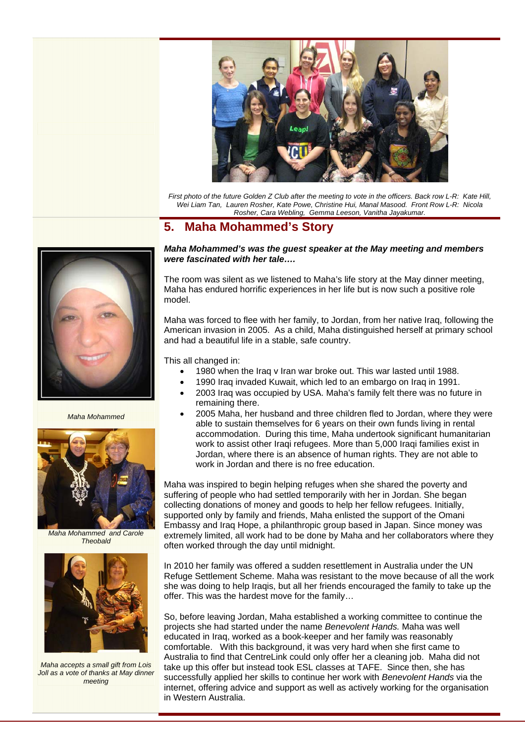First photo of the future Golden Z Club after the meeting to vote in the officers. Back row L-R: Kate Hill, Wei Liam Tan, Lauren Rosher, Kate Powe, Christine Hui, Manal Masood. Front Row L-R: Nicola Rosher, Cara Webling, Gemma Leeson, Vanitha Jayakumar.

## 5. Maha Mohammed's Story

***Maha Mohammed's was the guest speaker at the May meeting and members were fascinated with her tale….***

The room was silent as we listened to Maha's life story at the May dinner meeting, Maha has endured horrific experiences in her life but is now such a positive role model.

Maha was forced to flee with her family, to Jordan, from her native Iraq, following the American invasion in 2005. As a child, Maha distinguished herself at primary school and had a beautiful life in a stable, safe country.

This all changed in:

- 1980 when the Iraq v Iran war broke out. This war lasted until 1988.
- 1990 Iraq invaded Kuwait, which led to an embargo on Iraq in 1991.
- 2003 Iraq was occupied by USA. Maha's family felt there was no future in remaining there.
- 2005 Maha, her husband and three children fled to Jordan, where they were able to sustain themselves for 6 years on their own funds living in rental accommodation. During this time, Maha undertook significant humanitarian work to assist other Iraqi refugees. More than 5,000 Iraqi families exist in Jordan, where there is an absence of human rights. They are not able to work in Jordan and there is no free education.

Maha was inspired to begin helping refuges when she shared the poverty and suffering of people who had settled temporarily with her in Jordan. She began collecting donations of money and goods to help her fellow refugees. Initially, supported only by family and friends, Maha enlisted the support of the Omani Embassy and Iraq Hope, a philanthropic group based in Japan. Since money was extremely limited, all work had to be done by Maha and her collaborators where they often worked through the day until midnight.

In 2010 her family was offered a sudden resettlement in Australia under the UN Refuge Settlement Scheme. Maha was resistant to the move because of all the work she was doing to help Iraqis, but all her friends encouraged the family to take up the offer. This was the hardest move for the family…

So, before leaving Jordan, Maha established a working committee to continue the projects she had started under the name *Benevolent Hands.* Maha was well educated in Iraq, worked as a book-keeper and her family was reasonably comfortable. With this background, it was very hard when she first came to Australia to find that CentreLink could only offer her a cleaning job. Maha did not take up this offer but instead took ESL classes at TAFE. Since then, she has successfully applied her skills to continue her work with *Benevolent Hands* via the internet, offering advice and support as well as actively working for the organisation in Western Australia.

*Maha Mohammed*

*Maha Mohammed and Carole Theobald*

*Maha accepts a small gift from Lois Joll as a vote of thanks at May dinner meeting*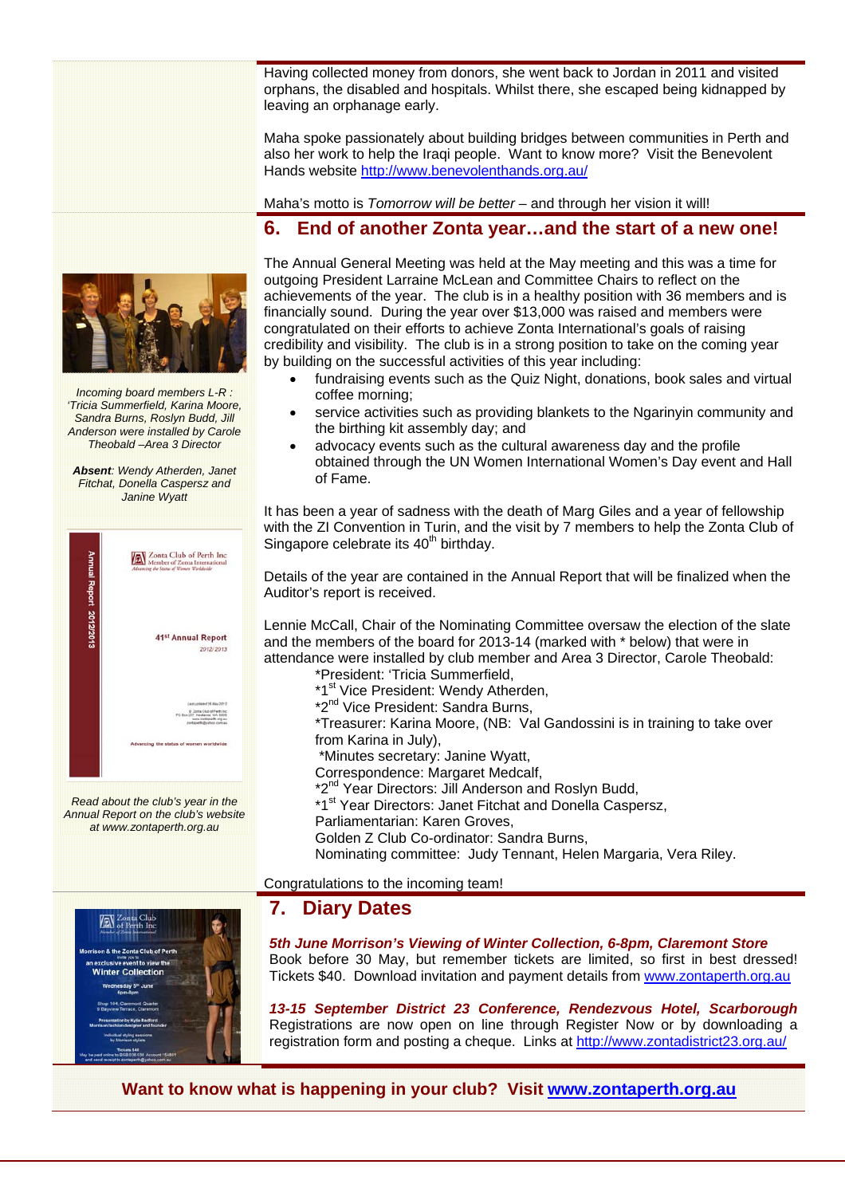Having collected money from donors, she went back to Jordan in 2011 and visited orphans, the disabled and hospitals. Whilst there, she escaped being kidnapped by leaving an orphanage early.

Maha spoke passionately about building bridges between communities in Perth and also her work to help the Iraqi people. Want to know more? Visit the Benevolent Hands website http://www.benevolenthands.org.au/

Maha's motto is *Tomorrow will be better* – and through her vision it will!

## 6. End of another Zonta year…and the start of a new one!

*Incoming board members L-R : 'Tricia Summerfield, Karina Moore, Sandra Burns, Roslyn Budd, Jill Anderson were installed by Carole Theobald –Area 3 Director*

***Absent**: Wendy Atherden, Janet Fitchat, Donella Caspersz and Janine Wyatt*

The Annual General Meeting was held at the May meeting and this was a time for outgoing President Larraine McLean and Committee Chairs to reflect on the achievements of the year. The club is in a healthy position with 36 members and is financially sound. During the year over $13,000 was raised and members were congratulated on their efforts to achieve Zonta International's goals of raising credibility and visibility. The club is in a strong position to take on the coming year by building on the successful activities of this year including:

- fundraising events such as the Quiz Night, donations, book sales and virtual coffee morning;
- service activities such as providing blankets to the Ngarinyin community and the birthing kit assembly day; and
- advocacy events such as the cultural awareness day and the profile obtained through the UN Women International Women's Day event and Hall of Fame.

It has been a year of sadness with the death of Marg Giles and a year of fellowship with the ZI Convention in Turin, and the visit by 7 members to help the Zonta Club of Singapore celebrate its 40th birthday.

Details of the year are contained in the Annual Report that will be finalized when the Auditor's report is received.

Zonta Club of Perth Inc
Member of Zonta International
Advancing the Status of Women Worldwide

Annual Report 2012/2013

41st Annual Report
2012/2013

Advancing the status of women worldwide

*Read about the club's year in the Annual Report on the club's website at www.zontaperth.org.au*

Lennie McCall, Chair of the Nominating Committee oversaw the election of the slate and the members of the board for 2013-14 (marked with * below) that were in attendance were installed by club member and Area 3 Director, Carole Theobald:

*President: 'Tricia Summerfield,
*1st Vice President: Wendy Atherden,
*2nd Vice President: Sandra Burns,
*Treasurer: Karina Moore, (NB: Val Gandossini is in training to take over from Karina in July),
*Minutes secretary: Janine Wyatt,
Correspondence: Margaret Medcalf,
*2nd Year Directors: Jill Anderson and Roslyn Budd,
*1st Year Directors: Janet Fitchat and Donella Caspersz,
Parliamentarian: Karen Groves,
Golden Z Club Co-ordinator: Sandra Burns,
Nominating committee: Judy Tennant, Helen Margaria, Vera Riley.

Congratulations to the incoming team!

## 7. Diary Dates

Zonta Club of Perth Inc

Morrison & the Zonta Club of Perth invite you to an exclusive event to view the Winter Collection

Wednesday 5th June 6pm-8pm

Shop 104, Claremont Quarter 9 Bayview Terrace, Claremont

***5th June Morrison's Viewing of Winter Collection, 6-8pm, Claremont Store***
Book before 30 May, but remember tickets are limited, so first in best dressed! Tickets $40. Download invitation and payment details from www.zontaperth.org.au

***13-15 September District 23 Conference, Rendezvous Hotel, Scarborough***
Registrations are now open on line through Register Now or by downloading a registration form and posting a cheque. Links at http://www.zontadistrict23.org.au/

**Want to know what is happening in your club? Visit www.zontaperth.org.au**